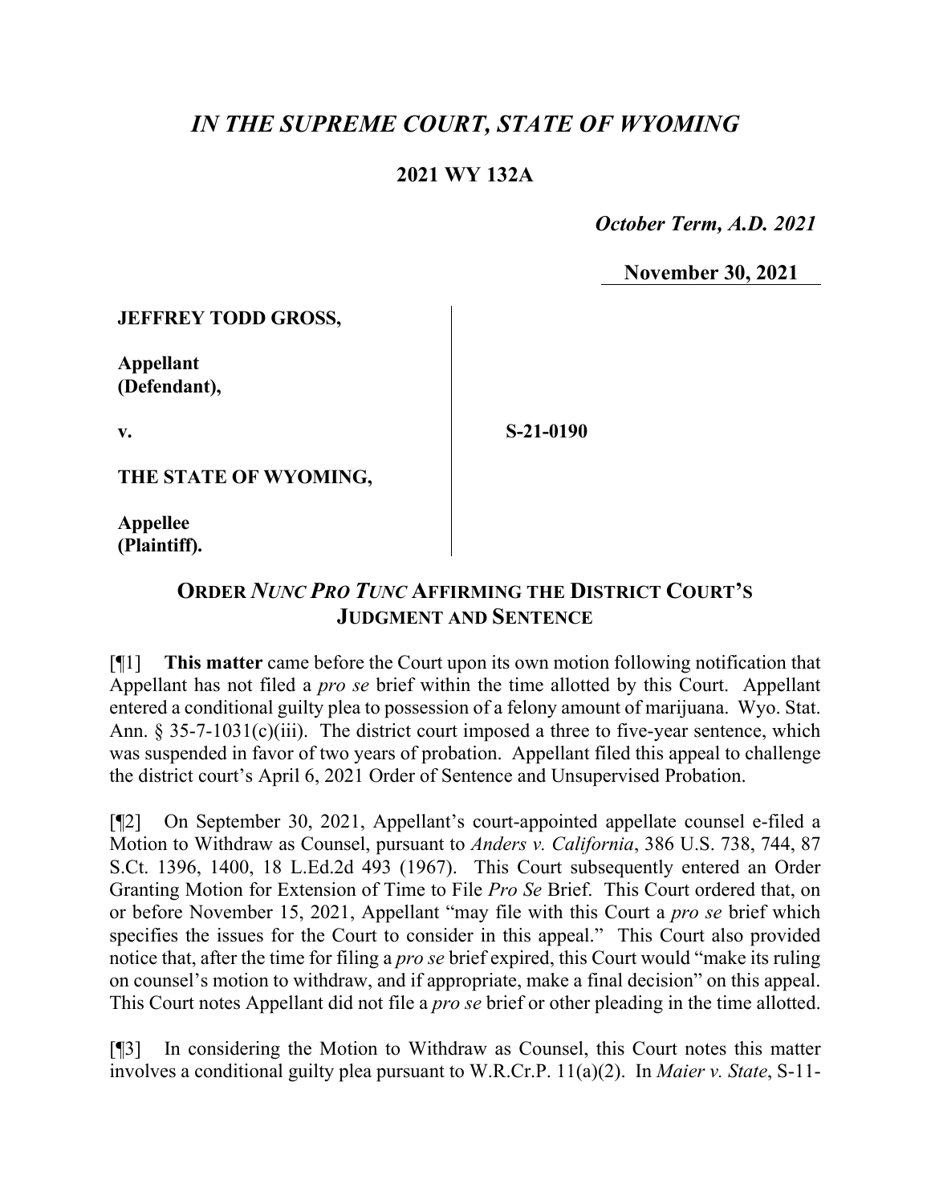# *IN THE SUPREME COURT, STATE OF WYOMING*

## **2021 WY 132A**

*October Term, A.D. 2021*

**November 30, 2021**

**JEFFREY TODD GROSS,**

**Appellant (Defendant),**

**v.**

**S-21-0190**

**THE STATE OF WYOMING,**

**Appellee (Plaintiff).**

## **ORDER *NUNC PRO TUNC* AFFIRMING THE DISTRICT COURT'S JUDGMENT AND SENTENCE**

[¶1] **This matter** came before the Court upon its own motion following notification that Appellant has not filed a *pro se* brief within the time allotted by this Court. Appellant entered a conditional guilty plea to possession of a felony amount of marijuana. Wyo. Stat. Ann. § 35-7-1031(c)(iii). The district court imposed a three to five-year sentence, which was suspended in favor of two years of probation. Appellant filed this appeal to challenge the district court's April 6, 2021 Order of Sentence and Unsupervised Probation.

[¶2] On September 30, 2021, Appellant's court-appointed appellate counsel e-filed a Motion to Withdraw as Counsel, pursuant to *Anders v. California*, 386 U.S. 738, 744, 87 S.Ct. 1396, 1400, 18 L.Ed.2d 493 (1967). This Court subsequently entered an Order Granting Motion for Extension of Time to File *Pro Se* Brief. This Court ordered that, on or before November 15, 2021, Appellant "may file with this Court a *pro se* brief which specifies the issues for the Court to consider in this appeal." This Court also provided notice that, after the time for filing a *pro se* brief expired, this Court would "make its ruling on counsel's motion to withdraw, and if appropriate, make a final decision" on this appeal. This Court notes Appellant did not file a *pro se* brief or other pleading in the time allotted.

[¶3] In considering the Motion to Withdraw as Counsel, this Court notes this matter involves a conditional guilty plea pursuant to W.R.Cr.P. 11(a)(2). In *Maier v. State*, S-11-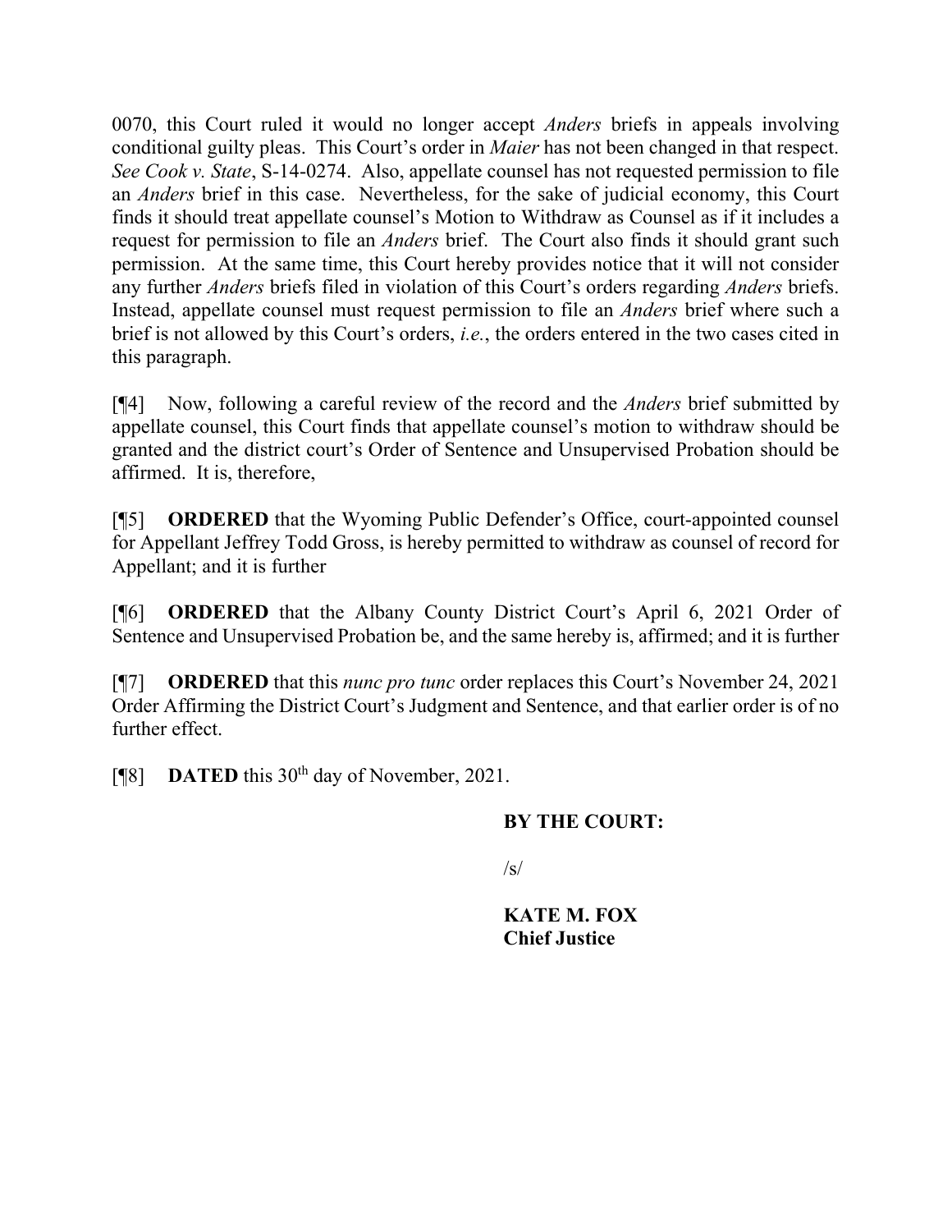0070, this Court ruled it would no longer accept *Anders* briefs in appeals involving conditional guilty pleas. This Court's order in *Maier* has not been changed in that respect. *See Cook v. State*, S-14-0274. Also, appellate counsel has not requested permission to file an *Anders* brief in this case. Nevertheless, for the sake of judicial economy, this Court finds it should treat appellate counsel's Motion to Withdraw as Counsel as if it includes a request for permission to file an *Anders* brief. The Court also finds it should grant such permission. At the same time, this Court hereby provides notice that it will not consider any further *Anders* briefs filed in violation of this Court's orders regarding *Anders* briefs. Instead, appellate counsel must request permission to file an *Anders* brief where such a brief is not allowed by this Court's orders, *i.e.*, the orders entered in the two cases cited in this paragraph.

[¶4] Now, following a careful review of the record and the *Anders* brief submitted by appellate counsel, this Court finds that appellate counsel's motion to withdraw should be granted and the district court's Order of Sentence and Unsupervised Probation should be affirmed. It is, therefore,

[¶5] **ORDERED** that the Wyoming Public Defender's Office, court-appointed counsel for Appellant Jeffrey Todd Gross, is hereby permitted to withdraw as counsel of record for Appellant; and it is further

[¶6] **ORDERED** that the Albany County District Court's April 6, 2021 Order of Sentence and Unsupervised Probation be, and the same hereby is, affirmed; and it is further

[¶7] **ORDERED** that this *nunc pro tunc* order replaces this Court's November 24, 2021 Order Affirming the District Court's Judgment and Sentence, and that earlier order is of no further effect.

[¶8] **DATED** this 30th day of November, 2021.

**BY THE COURT:**

/s/

**KATE M. FOX**
**Chief Justice**